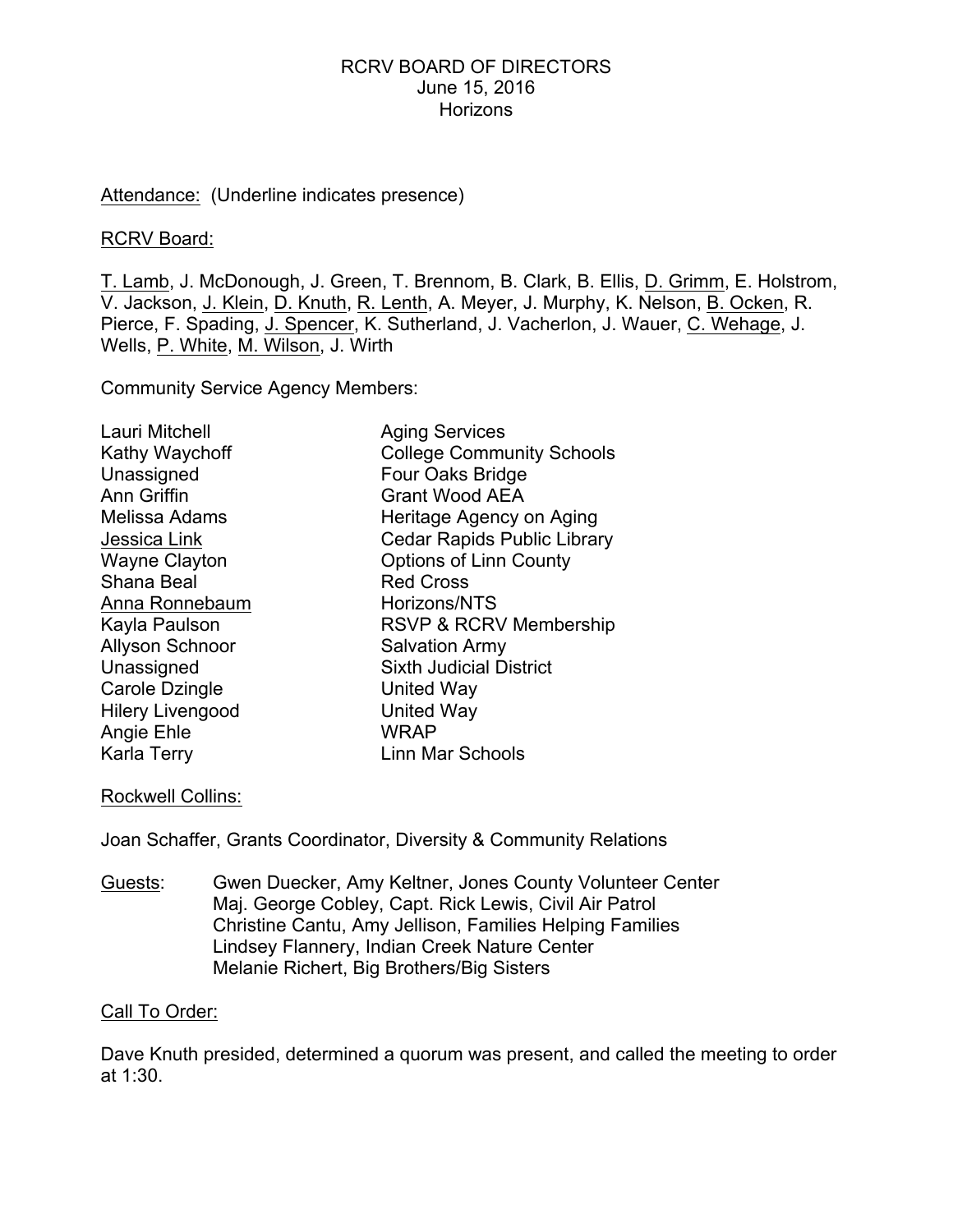RCRV BOARD OF DIRECTORS
June 15, 2016
Horizons

<u>Attendance:</u> (Underline indicates presence)

<u>RCRV Board:</u>

<u>T. Lamb</u>, J. McDonough, J. Green, T. Brennom, B. Clark, B. Ellis, <u>D. Grimm</u>, E. Holstrom, V. Jackson, <u>J. Klein</u>, <u>D. Knuth</u>, <u>R. Lenth</u>, A. Meyer, J. Murphy, K. Nelson, <u>B. Ocken</u>, R. Pierce, F. Spading, <u>J. Spencer</u>, K. Sutherland, J. Vacherlon, J. Wauer, <u>C. Wehage</u>, J. Wells, <u>P. White</u>, <u>M. Wilson</u>, J. Wirth

Community Service Agency Members:

| | |
|---|---|
| Lauri Mitchell | Aging Services |
| Kathy Waychoff | College Community Schools |
| Unassigned | Four Oaks Bridge |
| Ann Griffin | Grant Wood AEA |
| Melissa Adams | Heritage Agency on Aging |
| <u>Jessica Link</u> | Cedar Rapids Public Library |
| Wayne Clayton | Options of Linn County |
| Shana Beal | Red Cross |
| <u>Anna Ronnebaum</u> | Horizons/NTS |
| Kayla Paulson | RSVP & RCRV Membership |
| Allyson Schnoor | Salvation Army |
| Unassigned | Sixth Judicial District |
| Carole Dzingle | United Way |
| Hilery Livengood | United Way |
| Angie Ehle | WRAP |
| Karla Terry | Linn Mar Schools |

<u>Rockwell Collins:</u>

Joan Schaffer, Grants Coordinator, Diversity & Community Relations

<u>Guests</u>: Gwen Duecker, Amy Keltner, Jones County Volunteer Center
Maj. George Cobley, Capt. Rick Lewis, Civil Air Patrol
Christine Cantu, Amy Jellison, Families Helping Families
Lindsey Flannery, Indian Creek Nature Center
Melanie Richert, Big Brothers/Big Sisters

<u>Call To Order:</u>

Dave Knuth presided, determined a quorum was present, and called the meeting to order at 1:30.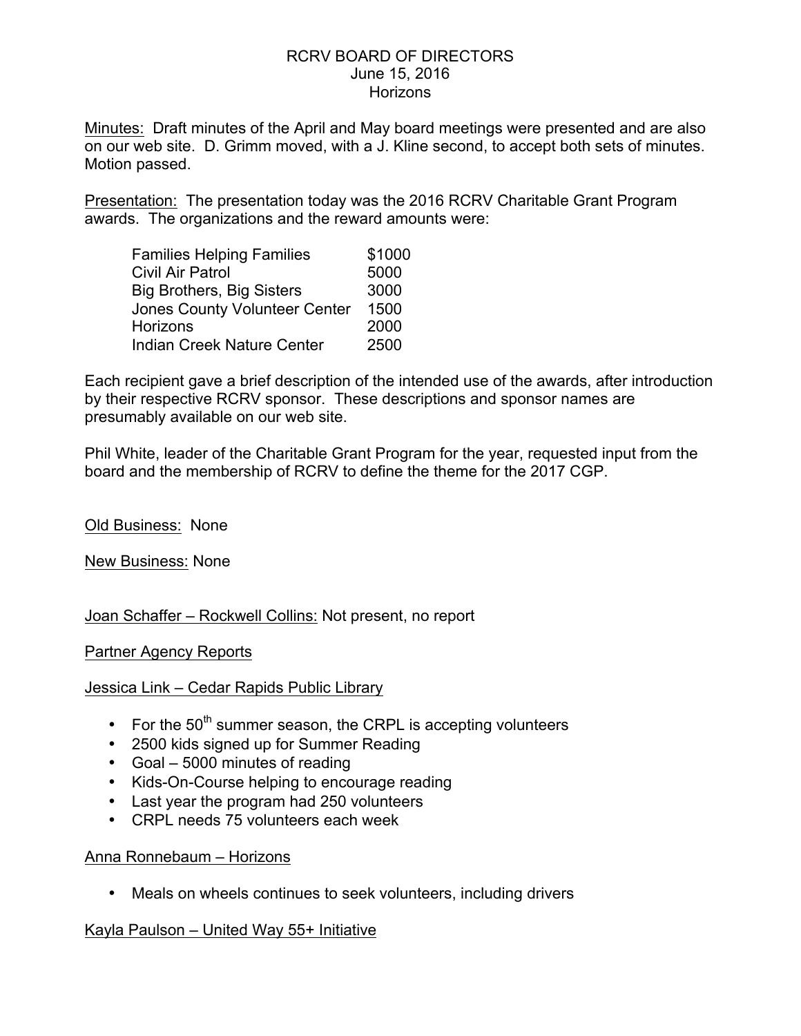RCRV BOARD OF DIRECTORS
June 15, 2016
Horizons

<u>Minutes:</u> Draft minutes of the April and May board meetings were presented and are also on our web site. D. Grimm moved, with a J. Kline second, to accept both sets of minutes. Motion passed.

<u>Presentation:</u> The presentation today was the 2016 RCRV Charitable Grant Program awards. The organizations and the reward amounts were:

| Organization | Amount |
|---|---|
| Families Helping Families | $1000 |
| Civil Air Patrol | 5000 |
| Big Brothers, Big Sisters | 3000 |
| Jones County Volunteer Center | 1500 |
| Horizons | 2000 |
| Indian Creek Nature Center | 2500 |

Each recipient gave a brief description of the intended use of the awards, after introduction by their respective RCRV sponsor. These descriptions and sponsor names are presumably available on our web site.

Phil White, leader of the Charitable Grant Program for the year, requested input from the board and the membership of RCRV to define the theme for the 2017 CGP.

<u>Old Business:</u> None

<u>New Business:</u> None

<u>Joan Schaffer – Rockwell Collins:</u> Not present, no report

<u>Partner Agency Reports</u>

<u>Jessica Link – Cedar Rapids Public Library</u>

- For the 50th summer season, the CRPL is accepting volunteers
- 2500 kids signed up for Summer Reading
- Goal – 5000 minutes of reading
- Kids-On-Course helping to encourage reading
- Last year the program had 250 volunteers
- CRPL needs 75 volunteers each week

<u>Anna Ronnebaum – Horizons</u>

- Meals on wheels continues to seek volunteers, including drivers

<u>Kayla Paulson – United Way 55+ Initiative</u>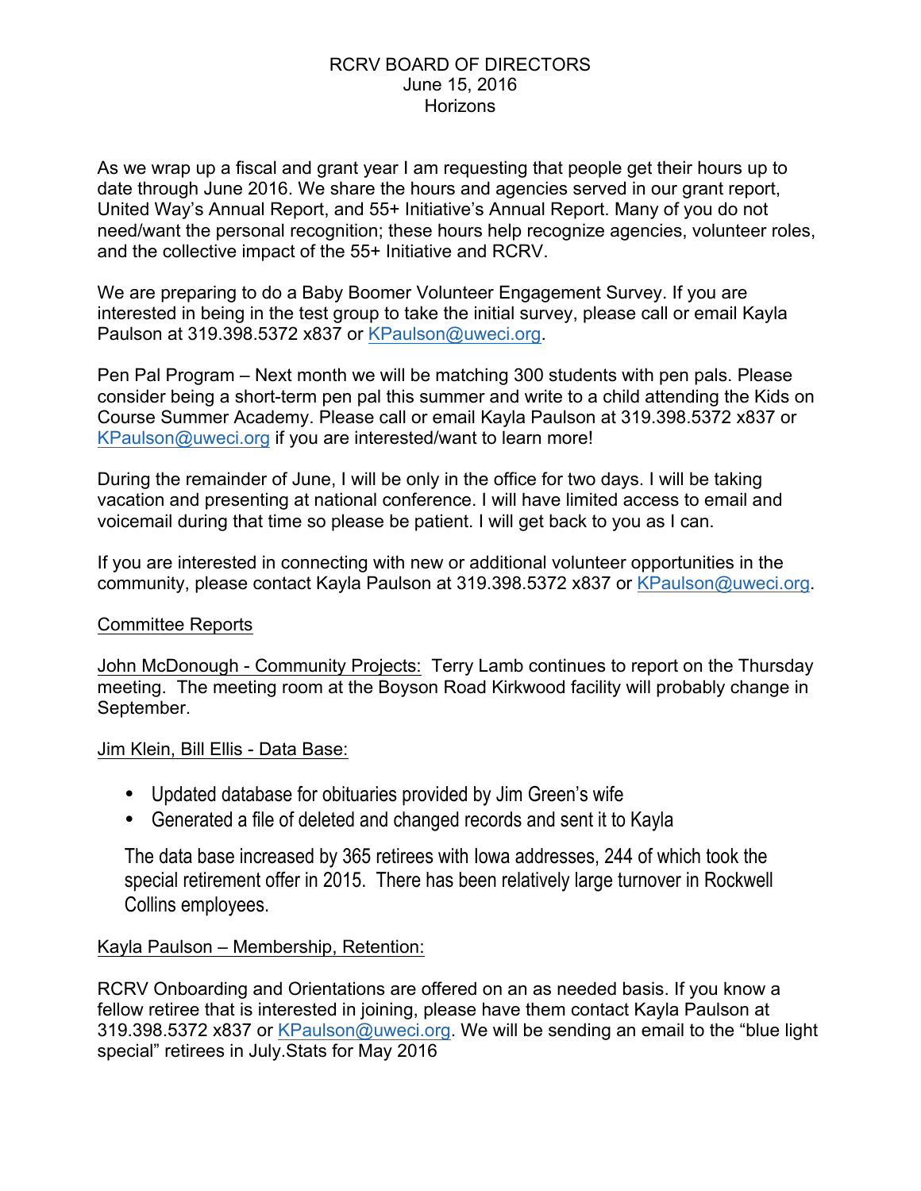RCRV BOARD OF DIRECTORS
June 15, 2016
Horizons

As we wrap up a fiscal and grant year I am requesting that people get their hours up to date through June 2016. We share the hours and agencies served in our grant report, United Way's Annual Report, and 55+ Initiative's Annual Report. Many of you do not need/want the personal recognition; these hours help recognize agencies, volunteer roles, and the collective impact of the 55+ Initiative and RCRV.

We are preparing to do a Baby Boomer Volunteer Engagement Survey. If you are interested in being in the test group to take the initial survey, please call or email Kayla Paulson at 319.398.5372 x837 or KPaulson@uweci.org.

Pen Pal Program – Next month we will be matching 300 students with pen pals. Please consider being a short-term pen pal this summer and write to a child attending the Kids on Course Summer Academy. Please call or email Kayla Paulson at 319.398.5372 x837 or KPaulson@uweci.org if you are interested/want to learn more!

During the remainder of June, I will be only in the office for two days. I will be taking vacation and presenting at national conference. I will have limited access to email and voicemail during that time so please be patient. I will get back to you as I can.

If you are interested in connecting with new or additional volunteer opportunities in the community, please contact Kayla Paulson at 319.398.5372 x837 or KPaulson@uweci.org.

Committee Reports

John McDonough - Community Projects: Terry Lamb continues to report on the Thursday meeting. The meeting room at the Boyson Road Kirkwood facility will probably change in September.

Jim Klein, Bill Ellis - Data Base:

- Updated database for obituaries provided by Jim Green's wife
- Generated a file of deleted and changed records and sent it to Kayla

The data base increased by 365 retirees with Iowa addresses, 244 of which took the special retirement offer in 2015. There has been relatively large turnover in Rockwell Collins employees.

Kayla Paulson – Membership, Retention:

RCRV Onboarding and Orientations are offered on an as needed basis. If you know a fellow retiree that is interested in joining, please have them contact Kayla Paulson at 319.398.5372 x837 or KPaulson@uweci.org. We will be sending an email to the "blue light special" retirees in July.Stats for May 2016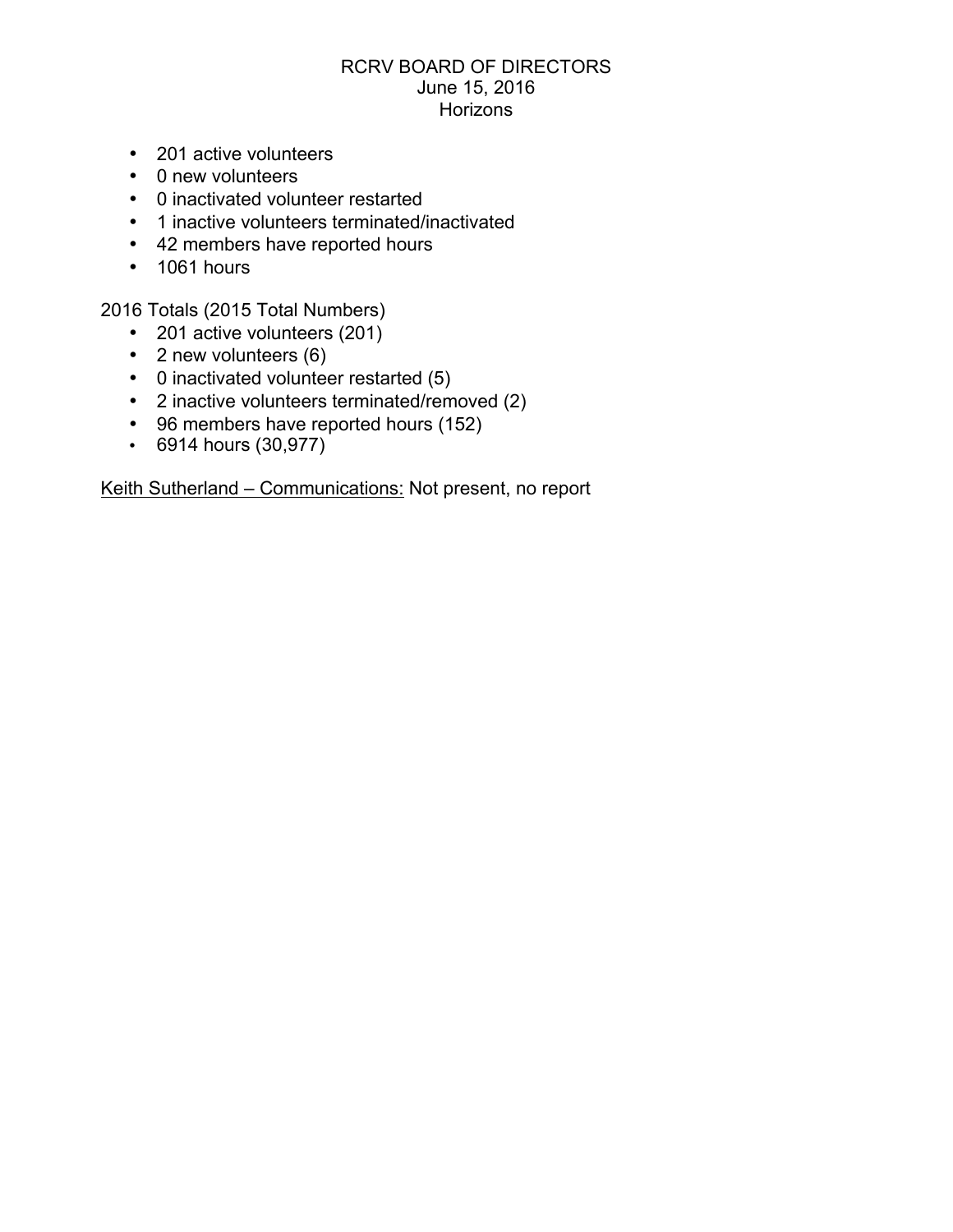RCRV BOARD OF DIRECTORS
June 15, 2016
Horizons

- 201 active volunteers
- 0 new volunteers
- 0 inactivated volunteer restarted
- 1 inactive volunteers terminated/inactivated
- 42 members have reported hours
- 1061 hours

2016 Totals (2015 Total Numbers)

- 201 active volunteers (201)
- 2 new volunteers (6)
- 0 inactivated volunteer restarted (5)
- 2 inactive volunteers terminated/removed (2)
- 96 members have reported hours (152)
- 6914 hours (30,977)

<u>Keith Sutherland – Communications:</u> Not present, no report